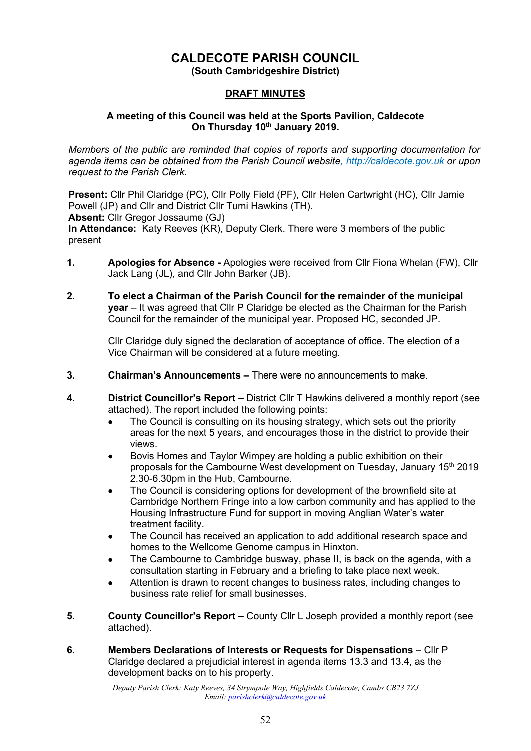# CALDECOTE PARISH COUNCIL
**(South Cambridgeshire District)**

## DRAFT MINUTES

**A meeting of this Council was held at the Sports Pavilion, Caldecote On Thursday 10th January 2019.**

*Members of the public are reminded that copies of reports and supporting documentation for agenda items can be obtained from the Parish Council website, http://caldecote.gov.uk or upon request to the Parish Clerk.*

**Present:** Cllr Phil Claridge (PC), Cllr Polly Field (PF), Cllr Helen Cartwright (HC), Cllr Jamie Powell (JP) and Cllr and District Cllr Tumi Hawkins (TH).
**Absent:** Cllr Gregor Jossaume (GJ)
**In Attendance:** Katy Reeves (KR), Deputy Clerk. There were 3 members of the public present

1. **Apologies for Absence -** Apologies were received from Cllr Fiona Whelan (FW), Cllr Jack Lang (JL), and Cllr John Barker (JB).

2. **To elect a Chairman of the Parish Council for the remainder of the municipal year** – It was agreed that Cllr P Claridge be elected as the Chairman for the Parish Council for the remainder of the municipal year. Proposed HC, seconded JP.

   Cllr Claridge duly signed the declaration of acceptance of office. The election of a Vice Chairman will be considered at a future meeting.

3. **Chairman's Announcements** – There were no announcements to make.

4. **District Councillor's Report –** District Cllr T Hawkins delivered a monthly report (see attached). The report included the following points:
   - The Council is consulting on its housing strategy, which sets out the priority areas for the next 5 years, and encourages those in the district to provide their views.
   - Bovis Homes and Taylor Wimpey are holding a public exhibition on their proposals for the Cambourne West development on Tuesday, January 15th 2019 2.30-6.30pm in the Hub, Cambourne.
   - The Council is considering options for development of the brownfield site at Cambridge Northern Fringe into a low carbon community and has applied to the Housing Infrastructure Fund for support in moving Anglian Water's water treatment facility.
   - The Council has received an application to add additional research space and homes to the Wellcome Genome campus in Hinxton.
   - The Cambourne to Cambridge busway, phase II, is back on the agenda, with a consultation starting in February and a briefing to take place next week.
   - Attention is drawn to recent changes to business rates, including changes to business rate relief for small businesses.

5. **County Councillor's Report –** County Cllr L Joseph provided a monthly report (see attached).

6. **Members Declarations of Interests or Requests for Dispensations** – Cllr P Claridge declared a prejudicial interest in agenda items 13.3 and 13.4, as the development backs on to his property.

*Deputy Parish Clerk: Katy Reeves, 34 Strympole Way, Highfields Caldecote, Cambs CB23 7ZJ*
*Email: parishclerk@caldecote.gov.uk*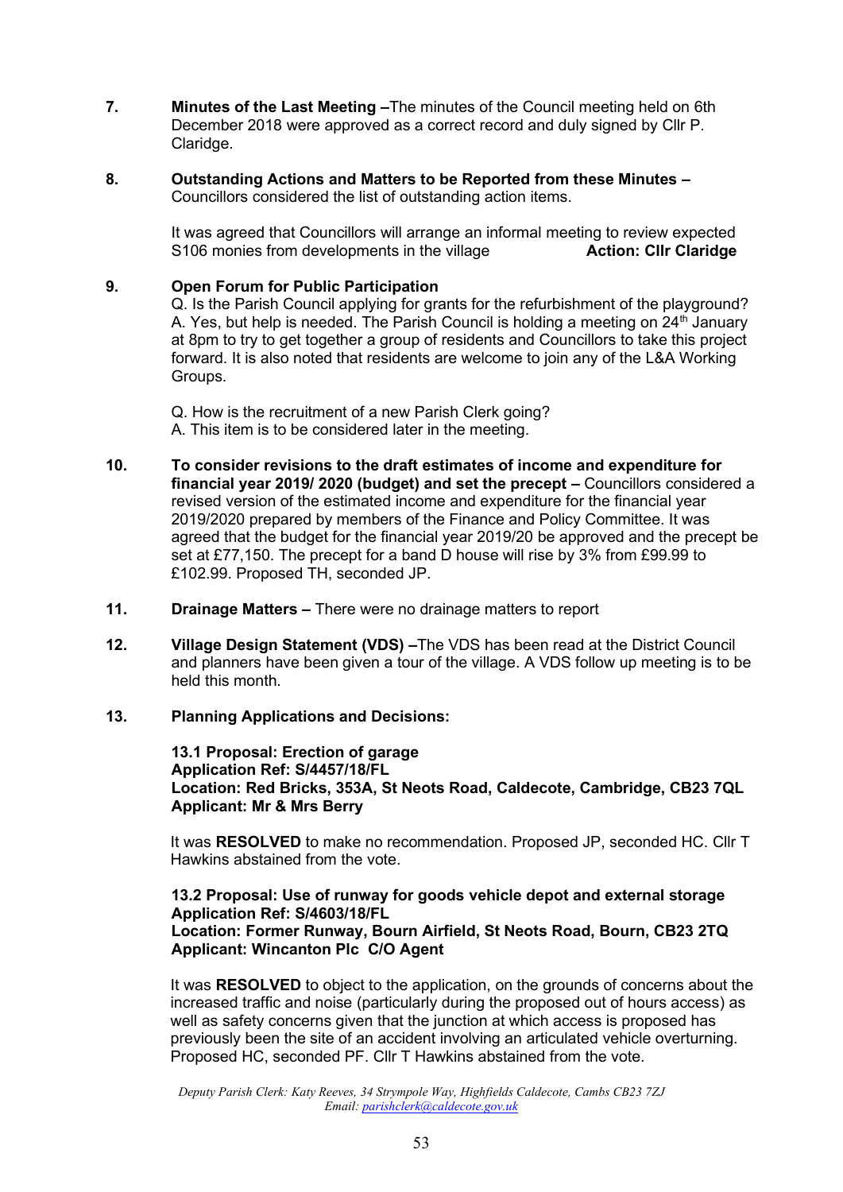**7. Minutes of the Last Meeting –** The minutes of the Council meeting held on 6th December 2018 were approved as a correct record and duly signed by Cllr P. Claridge.

**8. Outstanding Actions and Matters to be Reported from these Minutes –** Councillors considered the list of outstanding action items.

It was agreed that Councillors will arrange an informal meeting to review expected S106 monies from developments in the village **Action: Cllr Claridge**

**9. Open Forum for Public Participation**

Q. Is the Parish Council applying for grants for the refurbishment of the playground?
A. Yes, but help is needed. The Parish Council is holding a meeting on 24th January at 8pm to try to get together a group of residents and Councillors to take this project forward. It is also noted that residents are welcome to join any of the L&A Working Groups.

Q. How is the recruitment of a new Parish Clerk going?
A. This item is to be considered later in the meeting.

**10. To consider revisions to the draft estimates of income and expenditure for financial year 2019/ 2020 (budget) and set the precept –** Councillors considered a revised version of the estimated income and expenditure for the financial year 2019/2020 prepared by members of the Finance and Policy Committee. It was agreed that the budget for the financial year 2019/20 be approved and the precept be set at £77,150. The precept for a band D house will rise by 3% from £99.99 to £102.99. Proposed TH, seconded JP.

**11. Drainage Matters –** There were no drainage matters to report

**12. Village Design Statement (VDS) –** The VDS has been read at the District Council and planners have been given a tour of the village. A VDS follow up meeting is to be held this month.

**13. Planning Applications and Decisions:**

**13.1 Proposal: Erection of garage**
**Application Ref: S/4457/18/FL**
**Location: Red Bricks, 353A, St Neots Road, Caldecote, Cambridge, CB23 7QL**
**Applicant: Mr & Mrs Berry**

It was **RESOLVED** to make no recommendation. Proposed JP, seconded HC. Cllr T Hawkins abstained from the vote.

**13.2 Proposal: Use of runway for goods vehicle depot and external storage**
**Application Ref: S/4603/18/FL**
**Location: Former Runway, Bourn Airfield, St Neots Road, Bourn, CB23 2TQ**
**Applicant: Wincanton Plc C/O Agent**

It was **RESOLVED** to object to the application, on the grounds of concerns about the increased traffic and noise (particularly during the proposed out of hours access) as well as safety concerns given that the junction at which access is proposed has previously been the site of an accident involving an articulated vehicle overturning. Proposed HC, seconded PF. Cllr T Hawkins abstained from the vote.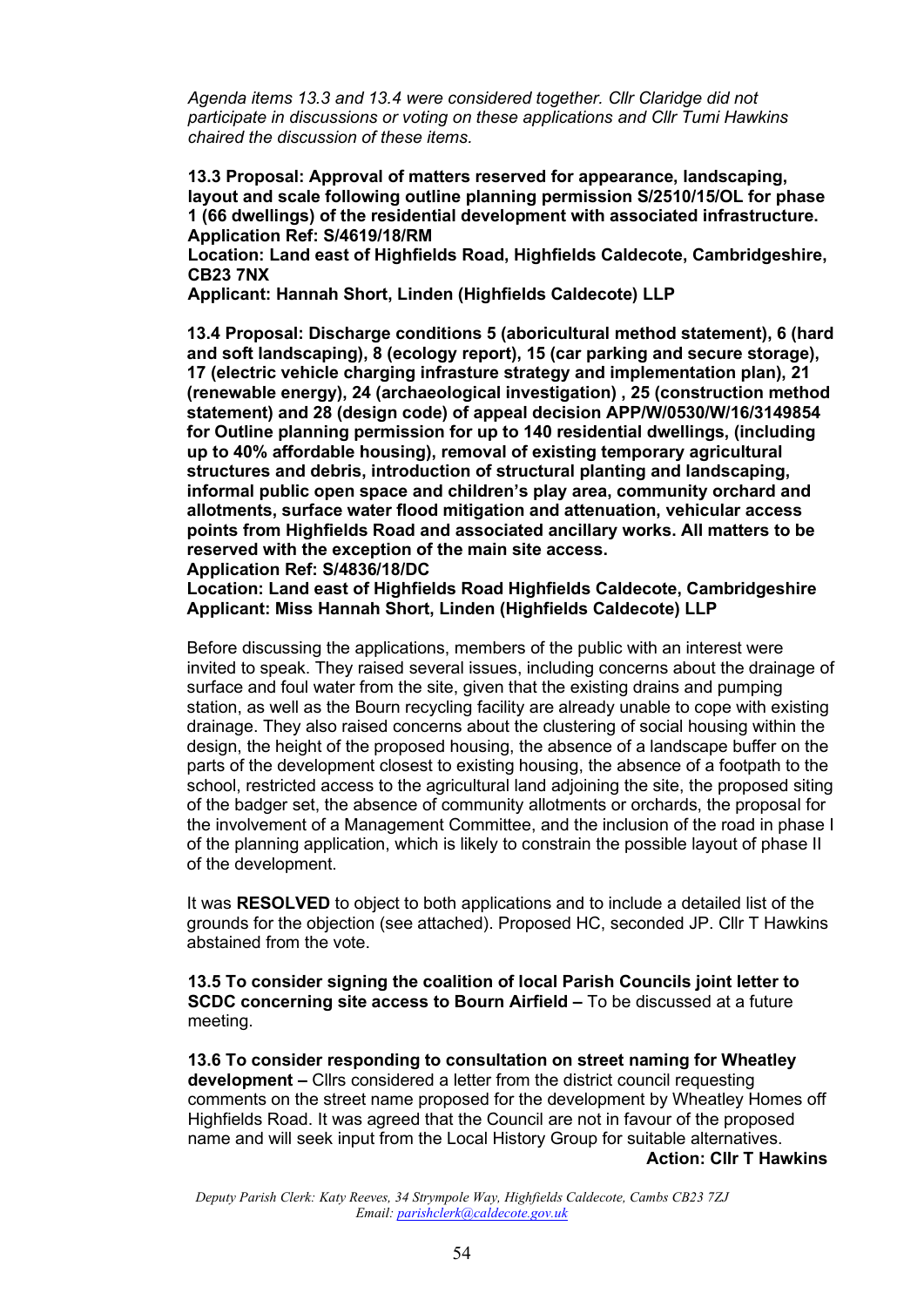*Agenda items 13.3 and 13.4 were considered together. Cllr Claridge did not participate in discussions or voting on these applications and Cllr Tumi Hawkins chaired the discussion of these items.*

**13.3 Proposal: Approval of matters reserved for appearance, landscaping, layout and scale following outline planning permission S/2510/15/OL for phase 1 (66 dwellings) of the residential development with associated infrastructure.**
**Application Ref: S/4619/18/RM**
**Location: Land east of Highfields Road, Highfields Caldecote, Cambridgeshire, CB23 7NX**
**Applicant: Hannah Short, Linden (Highfields Caldecote) LLP**

**13.4 Proposal: Discharge conditions 5 (aboricultural method statement), 6 (hard and soft landscaping), 8 (ecology report), 15 (car parking and secure storage), 17 (electric vehicle charging infrasture strategy and implementation plan), 21 (renewable energy), 24 (archaeological investigation) , 25 (construction method statement) and 28 (design code) of appeal decision APP/W/0530/W/16/3149854 for Outline planning permission for up to 140 residential dwellings, (including up to 40% affordable housing), removal of existing temporary agricultural structures and debris, introduction of structural planting and landscaping, informal public open space and children's play area, community orchard and allotments, surface water flood mitigation and attenuation, vehicular access points from Highfields Road and associated ancillary works. All matters to be reserved with the exception of the main site access.**
**Application Ref: S/4836/18/DC**
**Location: Land east of Highfields Road Highfields Caldecote, Cambridgeshire**
**Applicant: Miss Hannah Short, Linden (Highfields Caldecote) LLP**

Before discussing the applications, members of the public with an interest were invited to speak. They raised several issues, including concerns about the drainage of surface and foul water from the site, given that the existing drains and pumping station, as well as the Bourn recycling facility are already unable to cope with existing drainage. They also raised concerns about the clustering of social housing within the design, the height of the proposed housing, the absence of a landscape buffer on the parts of the development closest to existing housing, the absence of a footpath to the school, restricted access to the agricultural land adjoining the site, the proposed siting of the badger set, the absence of community allotments or orchards, the proposal for the involvement of a Management Committee, and the inclusion of the road in phase I of the planning application, which is likely to constrain the possible layout of phase II of the development.

It was **RESOLVED** to object to both applications and to include a detailed list of the grounds for the objection (see attached). Proposed HC, seconded JP. Cllr T Hawkins abstained from the vote.

**13.5 To consider signing the coalition of local Parish Councils joint letter to SCDC concerning site access to Bourn Airfield –** To be discussed at a future meeting.

**13.6 To consider responding to consultation on street naming for Wheatley development –** Cllrs considered a letter from the district council requesting comments on the street name proposed for the development by Wheatley Homes off Highfields Road. It was agreed that the Council are not in favour of the proposed name and will seek input from the Local History Group for suitable alternatives.

**Action: Cllr T Hawkins**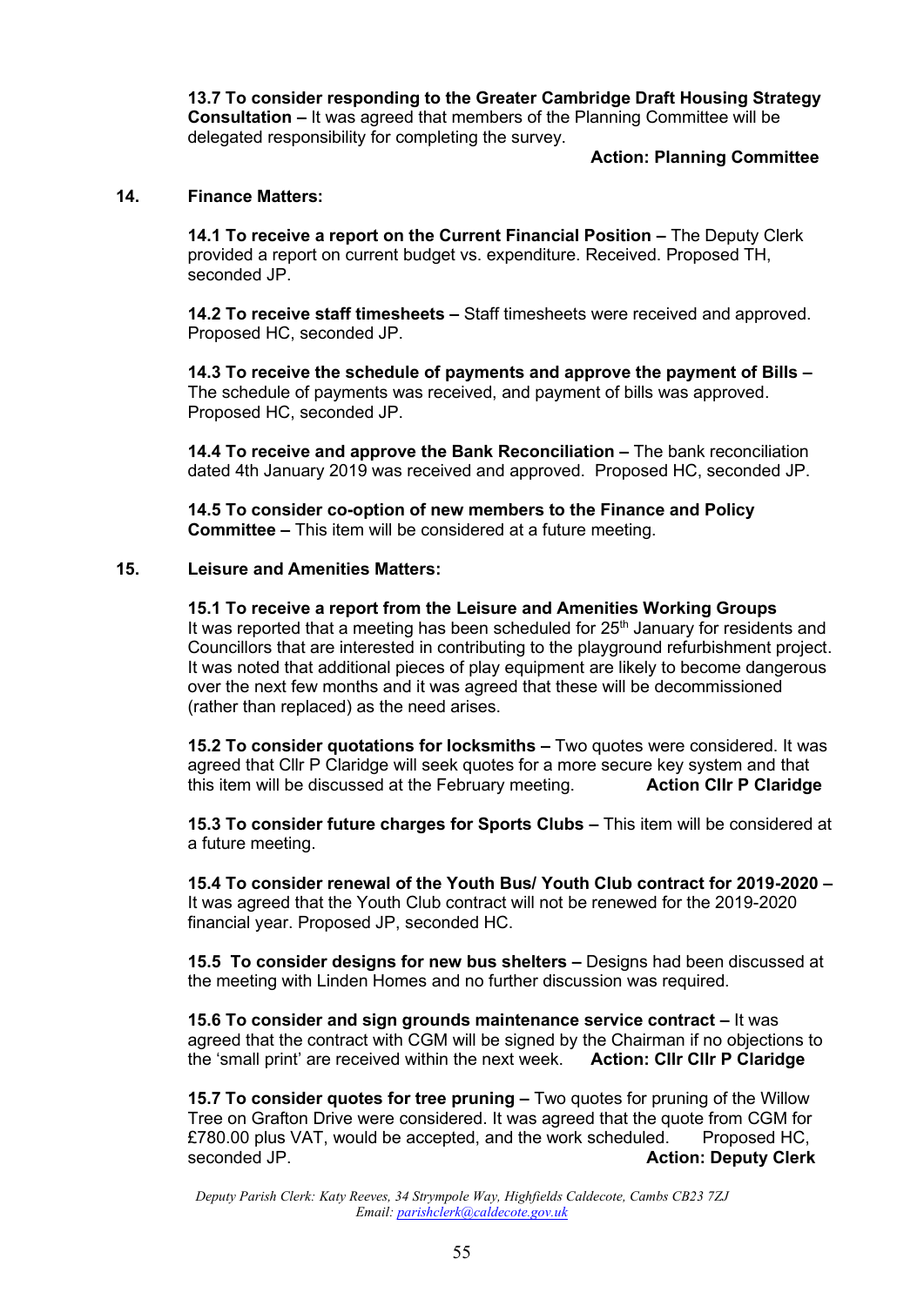**13.7 To consider responding to the Greater Cambridge Draft Housing Strategy Consultation –** It was agreed that members of the Planning Committee will be delegated responsibility for completing the survey.

**Action: Planning Committee**

**14. Finance Matters:**

**14.1 To receive a report on the Current Financial Position –** The Deputy Clerk provided a report on current budget vs. expenditure. Received. Proposed TH, seconded JP.

**14.2 To receive staff timesheets –** Staff timesheets were received and approved. Proposed HC, seconded JP.

**14.3 To receive the schedule of payments and approve the payment of Bills –** The schedule of payments was received, and payment of bills was approved. Proposed HC, seconded JP.

**14.4 To receive and approve the Bank Reconciliation –** The bank reconciliation dated 4th January 2019 was received and approved. Proposed HC, seconded JP.

**14.5 To consider co-option of new members to the Finance and Policy Committee –** This item will be considered at a future meeting.

**15. Leisure and Amenities Matters:**

**15.1 To receive a report from the Leisure and Amenities Working Groups**
It was reported that a meeting has been scheduled for 25th January for residents and Councillors that are interested in contributing to the playground refurbishment project. It was noted that additional pieces of play equipment are likely to become dangerous over the next few months and it was agreed that these will be decommissioned (rather than replaced) as the need arises.

**15.2 To consider quotations for locksmiths –** Two quotes were considered. It was agreed that Cllr P Claridge will seek quotes for a more secure key system and that this item will be discussed at the February meeting. **Action Cllr P Claridge**

**15.3 To consider future charges for Sports Clubs –** This item will be considered at a future meeting.

**15.4 To consider renewal of the Youth Bus/ Youth Club contract for 2019-2020 –** It was agreed that the Youth Club contract will not be renewed for the 2019-2020 financial year. Proposed JP, seconded HC.

**15.5 To consider designs for new bus shelters –** Designs had been discussed at the meeting with Linden Homes and no further discussion was required.

**15.6 To consider and sign grounds maintenance service contract –** It was agreed that the contract with CGM will be signed by the Chairman if no objections to the 'small print' are received within the next week. **Action: Cllr Cllr P Claridge**

**15.7 To consider quotes for tree pruning –** Two quotes for pruning of the Willow Tree on Grafton Drive were considered. It was agreed that the quote from CGM for £780.00 plus VAT, would be accepted, and the work scheduled. Proposed HC, seconded JP. **Action: Deputy Clerk**

*Deputy Parish Clerk: Katy Reeves, 34 Strympole Way, Highfields Caldecote, Cambs CB23 7ZJ*
*Email: parishclerk@caldecote.gov.uk*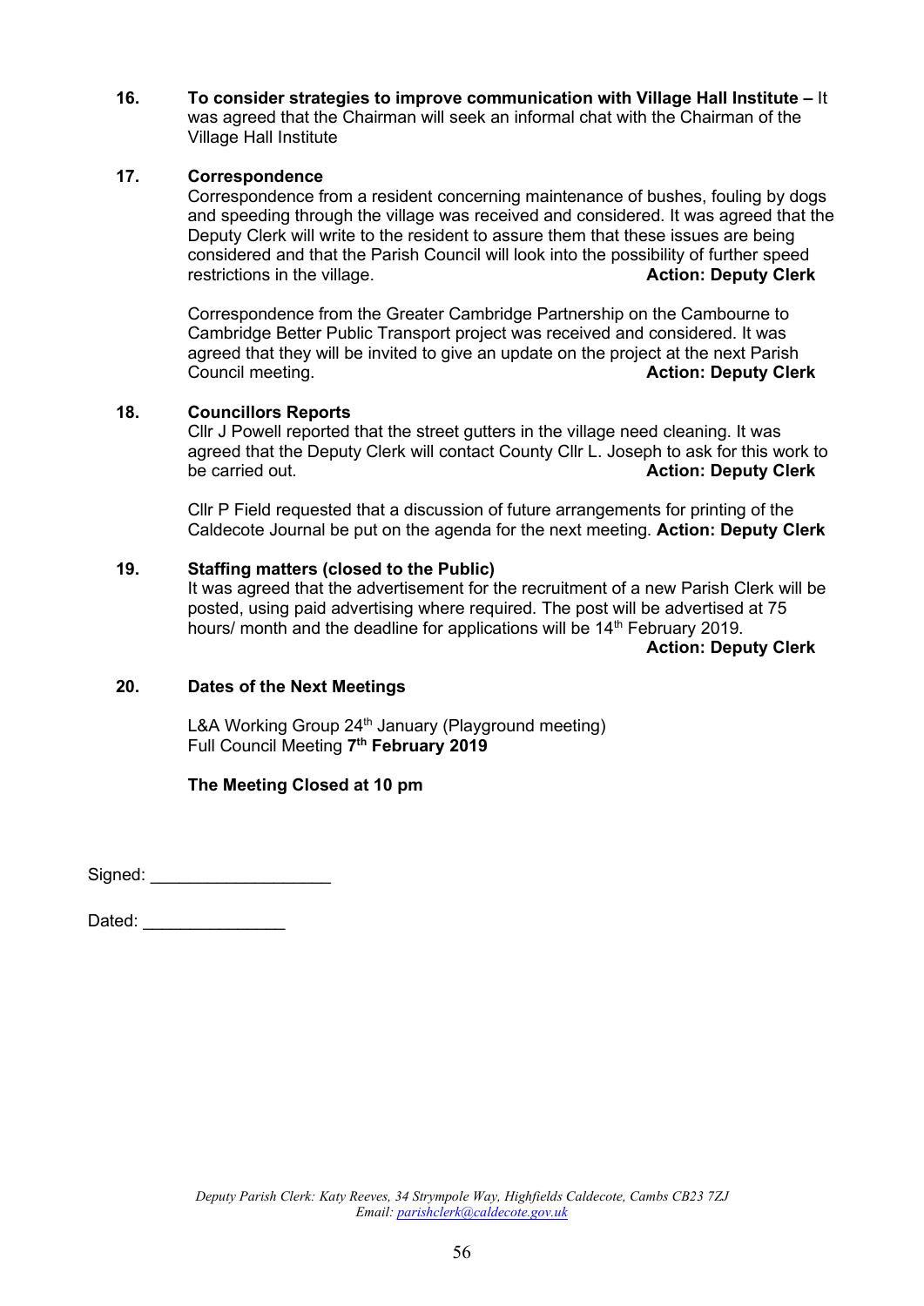**16. To consider strategies to improve communication with Village Hall Institute –** It was agreed that the Chairman will seek an informal chat with the Chairman of the Village Hall Institute

**17. Correspondence**

Correspondence from a resident concerning maintenance of bushes, fouling by dogs and speeding through the village was received and considered. It was agreed that the Deputy Clerk will write to the resident to assure them that these issues are being considered and that the Parish Council will look into the possibility of further speed restrictions in the village. **Action: Deputy Clerk**

Correspondence from the Greater Cambridge Partnership on the Cambourne to Cambridge Better Public Transport project was received and considered. It was agreed that they will be invited to give an update on the project at the next Parish Council meeting. **Action: Deputy Clerk**

**18. Councillors Reports**

Cllr J Powell reported that the street gutters in the village need cleaning. It was agreed that the Deputy Clerk will contact County Cllr L. Joseph to ask for this work to be carried out. **Action: Deputy Clerk**

Cllr P Field requested that a discussion of future arrangements for printing of the Caldecote Journal be put on the agenda for the next meeting. **Action: Deputy Clerk**

**19. Staffing matters (closed to the Public)**

It was agreed that the advertisement for the recruitment of a new Parish Clerk will be posted, using paid advertising where required. The post will be advertised at 75 hours/ month and the deadline for applications will be 14th February 2019.

**Action: Deputy Clerk**

**20. Dates of the Next Meetings**

L&A Working Group 24th January (Playground meeting)
Full Council Meeting **7th February 2019**

**The Meeting Closed at 10 pm**

Signed: ___________________

Dated: _______________

*Deputy Parish Clerk: Katy Reeves, 34 Strympole Way, Highfields Caldecote, Cambs CB23 7ZJ*
*Email: parishclerk@caldecote.gov.uk*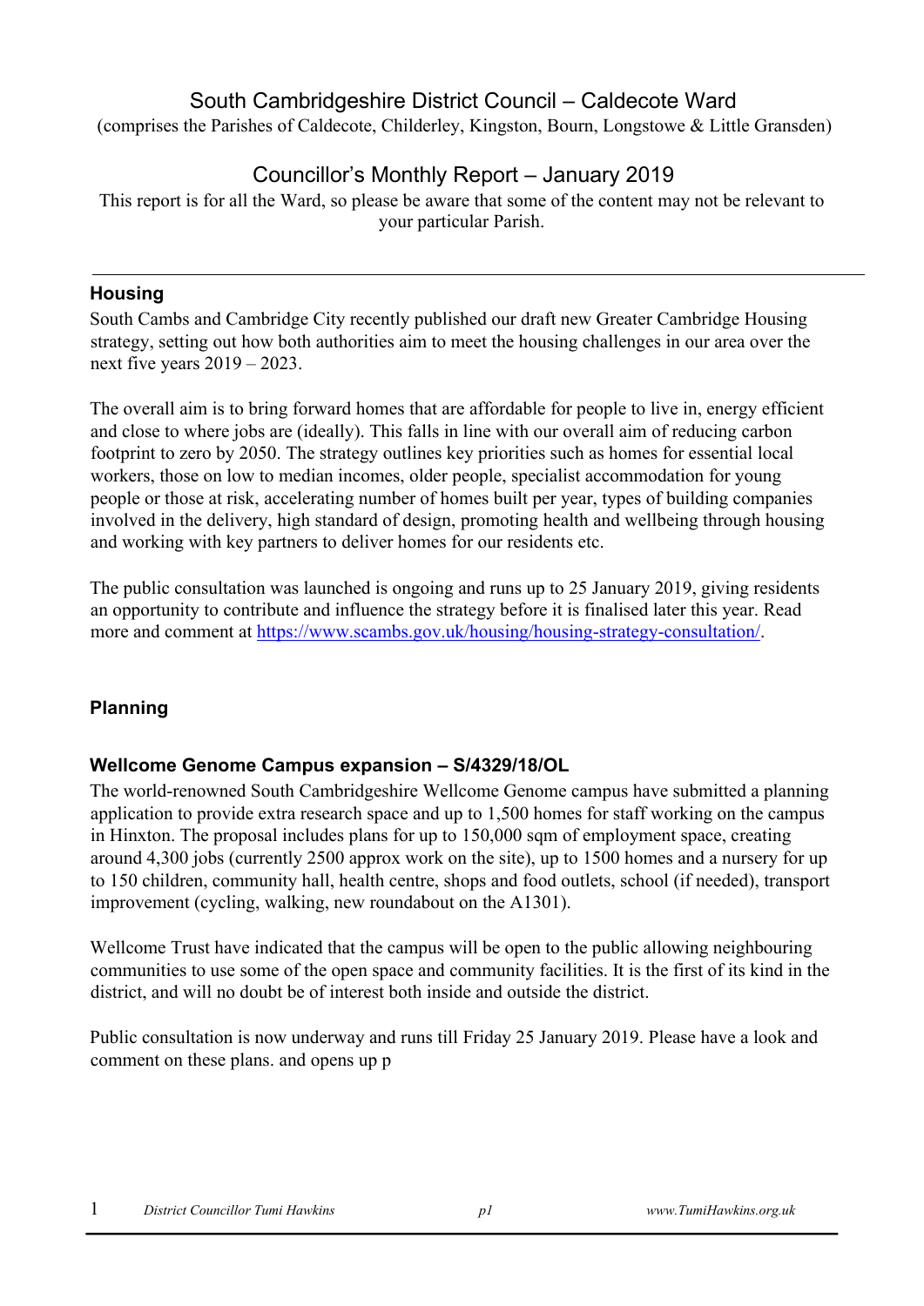# South Cambridgeshire District Council – Caldecote Ward

(comprises the Parishes of Caldecote, Childerley, Kingston, Bourn, Longstowe & Little Gransden)

## Councillor's Monthly Report – January 2019

This report is for all the Ward, so please be aware that some of the content may not be relevant to your particular Parish.

---

### Housing

South Cambs and Cambridge City recently published our draft new Greater Cambridge Housing strategy, setting out how both authorities aim to meet the housing challenges in our area over the next five years 2019 – 2023.

The overall aim is to bring forward homes that are affordable for people to live in, energy efficient and close to where jobs are (ideally). This falls in line with our overall aim of reducing carbon footprint to zero by 2050. The strategy outlines key priorities such as homes for essential local workers, those on low to median incomes, older people, specialist accommodation for young people or those at risk, accelerating number of homes built per year, types of building companies involved in the delivery, high standard of design, promoting health and wellbeing through housing and working with key partners to deliver homes for our residents etc.

The public consultation was launched is ongoing and runs up to 25 January 2019, giving residents an opportunity to contribute and influence the strategy before it is finalised later this year. Read more and comment at https://www.scambs.gov.uk/housing/housing-strategy-consultation/.

### Planning

#### Wellcome Genome Campus expansion – S/4329/18/OL

The world-renowned South Cambridgeshire Wellcome Genome campus have submitted a planning application to provide extra research space and up to 1,500 homes for staff working on the campus in Hinxton. The proposal includes plans for up to 150,000 sqm of employment space, creating around 4,300 jobs (currently 2500 approx work on the site), up to 1500 homes and a nursery for up to 150 children, community hall, health centre, shops and food outlets, school (if needed), transport improvement (cycling, walking, new roundabout on the A1301).

Wellcome Trust have indicated that the campus will be open to the public allowing neighbouring communities to use some of the open space and community facilities. It is the first of its kind in the district, and will no doubt be of interest both inside and outside the district.

Public consultation is now underway and runs till Friday 25 January 2019. Please have a look and comment on these plans. and opens up p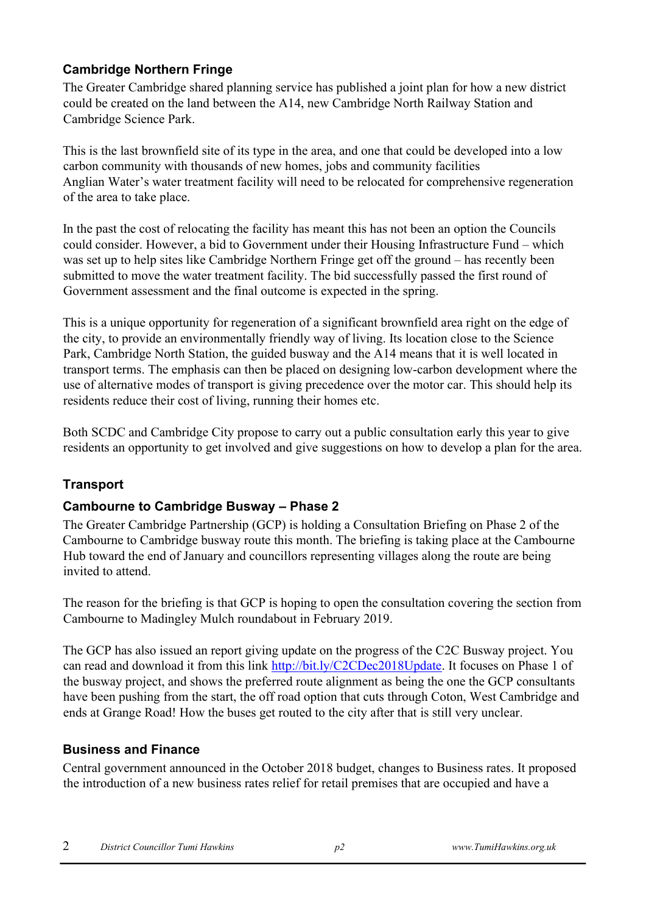### Cambridge Northern Fringe

The Greater Cambridge shared planning service has published a joint plan for how a new district could be created on the land between the A14, new Cambridge North Railway Station and Cambridge Science Park.

This is the last brownfield site of its type in the area, and one that could be developed into a low carbon community with thousands of new homes, jobs and community facilities
Anglian Water's water treatment facility will need to be relocated for comprehensive regeneration of the area to take place.

In the past the cost of relocating the facility has meant this has not been an option the Councils could consider. However, a bid to Government under their Housing Infrastructure Fund – which was set up to help sites like Cambridge Northern Fringe get off the ground – has recently been submitted to move the water treatment facility. The bid successfully passed the first round of Government assessment and the final outcome is expected in the spring.

This is a unique opportunity for regeneration of a significant brownfield area right on the edge of the city, to provide an environmentally friendly way of living. Its location close to the Science Park, Cambridge North Station, the guided busway and the A14 means that it is well located in transport terms. The emphasis can then be placed on designing low-carbon development where the use of alternative modes of transport is giving precedence over the motor car. This should help its residents reduce their cost of living, running their homes etc.

Both SCDC and Cambridge City propose to carry out a public consultation early this year to give residents an opportunity to get involved and give suggestions on how to develop a plan for the area.

### Transport

### Cambourne to Cambridge Busway – Phase 2

The Greater Cambridge Partnership (GCP) is holding a Consultation Briefing on Phase 2 of the Cambourne to Cambridge busway route this month. The briefing is taking place at the Cambourne Hub toward the end of January and councillors representing villages along the route are being invited to attend.

The reason for the briefing is that GCP is hoping to open the consultation covering the section from Cambourne to Madingley Mulch roundabout in February 2019.

The GCP has also issued an report giving update on the progress of the C2C Busway project. You can read and download it from this link http://bit.ly/C2CDec2018Update. It focuses on Phase 1 of the busway project, and shows the preferred route alignment as being the one the GCP consultants have been pushing from the start, the off road option that cuts through Coton, West Cambridge and ends at Grange Road! How the buses get routed to the city after that is still very unclear.

### Business and Finance

Central government announced in the October 2018 budget, changes to Business rates. It proposed the introduction of a new business rates relief for retail premises that are occupied and have a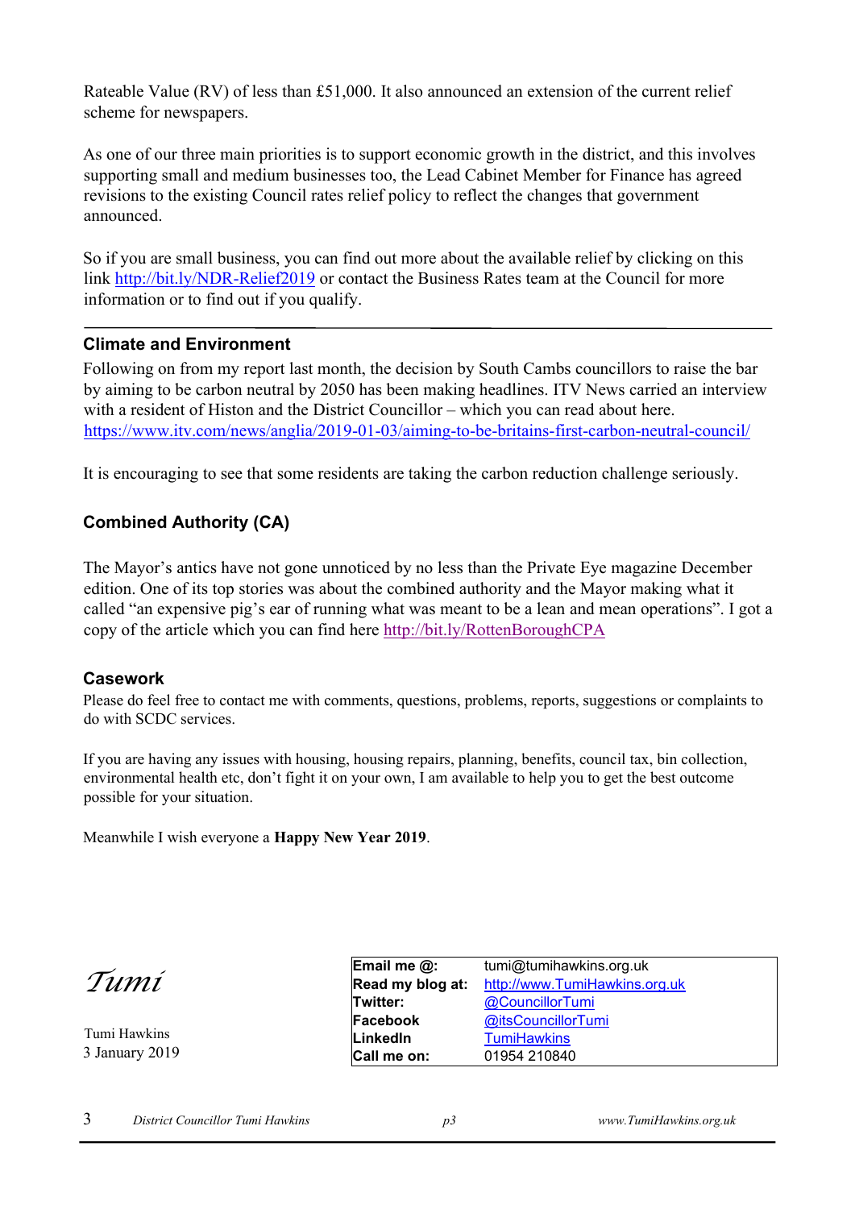Rateable Value (RV) of less than £51,000. It also announced an extension of the current relief scheme for newspapers.

As one of our three main priorities is to support economic growth in the district, and this involves supporting small and medium businesses too, the Lead Cabinet Member for Finance has agreed revisions to the existing Council rates relief policy to reflect the changes that government announced.

So if you are small business, you can find out more about the available relief by clicking on this link http://bit.ly/NDR-Relief2019 or contact the Business Rates team at the Council for more information or to find out if you qualify.

---

## Climate and Environment

Following on from my report last month, the decision by South Cambs councillors to raise the bar by aiming to be carbon neutral by 2050 has been making headlines. ITV News carried an interview with a resident of Histon and the District Councillor – which you can read about here. https://www.itv.com/news/anglia/2019-01-03/aiming-to-be-britains-first-carbon-neutral-council/

It is encouraging to see that some residents are taking the carbon reduction challenge seriously.

## Combined Authority (CA)

The Mayor's antics have not gone unnoticed by no less than the Private Eye magazine December edition. One of its top stories was about the combined authority and the Mayor making what it called "an expensive pig's ear of running what was meant to be a lean and mean operations". I got a copy of the article which you can find here http://bit.ly/RottenBoroughCPA

## Casework

Please do feel free to contact me with comments, questions, problems, reports, suggestions or complaints to do with SCDC services.

If you are having any issues with housing, housing repairs, planning, benefits, council tax, bin collection, environmental health etc, don't fight it on your own, I am available to help you to get the best outcome possible for your situation.

Meanwhile I wish everyone a **Happy New Year 2019**.

*Tumi*

Tumi Hawkins
3 January 2019

| | |
|---|---|
| **Email me @:** | tumi@tumihawkins.org.uk |
| **Read my blog at:** | http://www.TumiHawkins.org.uk |
| **Twitter:** | @CouncillorTumi |
| **Facebook** | @itsCouncillorTumi |
| **LinkedIn** | TumiHawkins |
| **Call me on:** | 01954 210840 |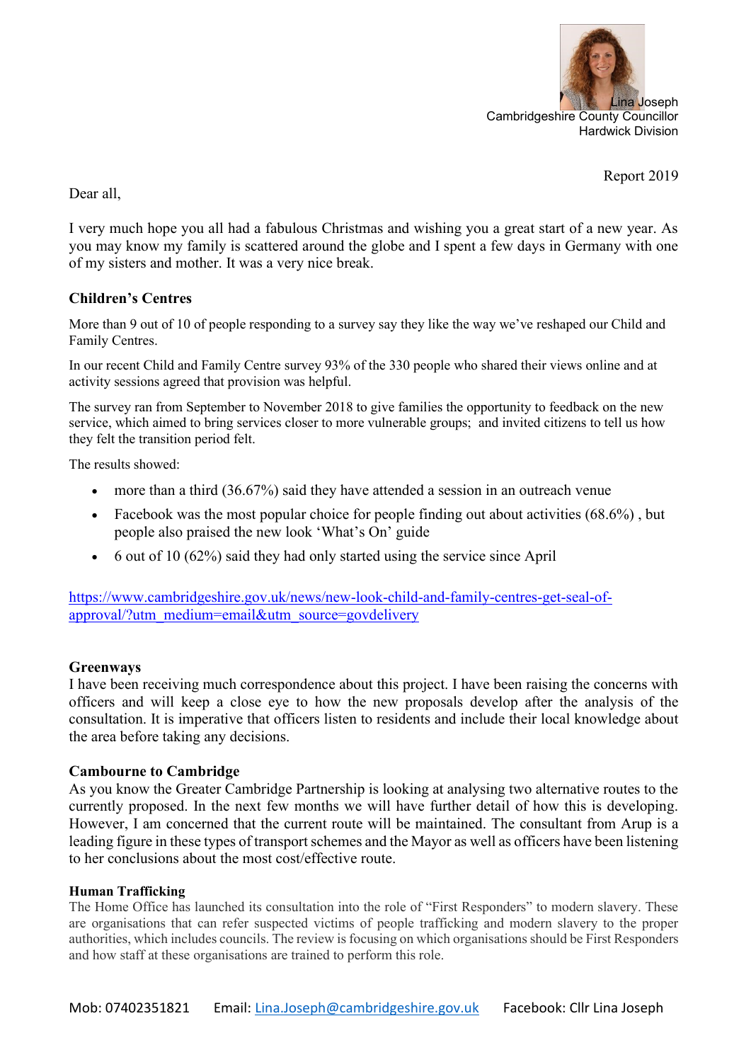Lina Joseph
Cambridgeshire County Councillor
Hardwick Division

Report 2019

Dear all,

I very much hope you all had a fabulous Christmas and wishing you a great start of a new year. As you may know my family is scattered around the globe and I spent a few days in Germany with one of my sisters and mother. It was a very nice break.

### Children's Centres

More than 9 out of 10 of people responding to a survey say they like the way we've reshaped our Child and Family Centres.

In our recent Child and Family Centre survey 93% of the 330 people who shared their views online and at activity sessions agreed that provision was helpful.

The survey ran from September to November 2018 to give families the opportunity to feedback on the new service, which aimed to bring services closer to more vulnerable groups; and invited citizens to tell us how they felt the transition period felt.

The results showed:

- more than a third (36.67%) said they have attended a session in an outreach venue
- Facebook was the most popular choice for people finding out about activities (68.6%) , but people also praised the new look 'What's On' guide
- 6 out of 10 (62%) said they had only started using the service since April

https://www.cambridgeshire.gov.uk/news/new-look-child-and-family-centres-get-seal-of-approval/?utm_medium=email&utm_source=govdelivery

### Greenways

I have been receiving much correspondence about this project. I have been raising the concerns with officers and will keep a close eye to how the new proposals develop after the analysis of the consultation. It is imperative that officers listen to residents and include their local knowledge about the area before taking any decisions.

### Cambourne to Cambridge

As you know the Greater Cambridge Partnership is looking at analysing two alternative routes to the currently proposed. In the next few months we will have further detail of how this is developing. However, I am concerned that the current route will be maintained. The consultant from Arup is a leading figure in these types of transport schemes and the Mayor as well as officers have been listening to her conclusions about the most cost/effective route.

### Human Trafficking

The Home Office has launched its consultation into the role of "First Responders" to modern slavery. These are organisations that can refer suspected victims of people trafficking and modern slavery to the proper authorities, which includes councils. The review is focusing on which organisations should be First Responders and how staff at these organisations are trained to perform this role.

Mob: 07402351821    Email: Lina.Joseph@cambridgeshire.gov.uk    Facebook: Cllr Lina Joseph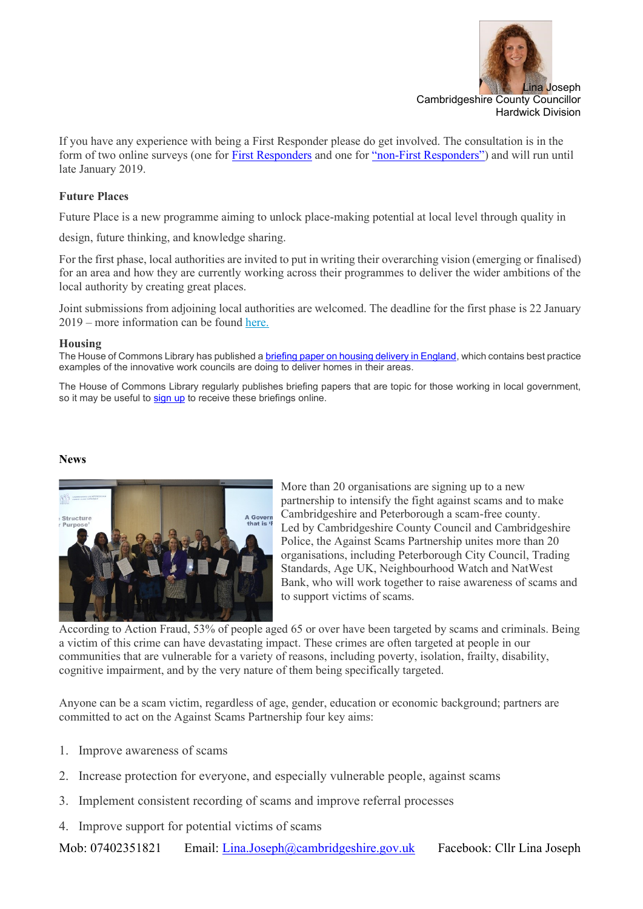Lina Joseph
Cambridgeshire County Councillor
Hardwick Division

If you have any experience with being a First Responder please do get involved. The consultation is in the form of two online surveys (one for First Responders and one for "non-First Responders") and will run until late January 2019.

**Future Places**

Future Place is a new programme aiming to unlock place-making potential at local level through quality in design, future thinking, and knowledge sharing.

For the first phase, local authorities are invited to put in writing their overarching vision (emerging or finalised) for an area and how they are currently working across their programmes to deliver the wider ambitions of the local authority by creating great places.

Joint submissions from adjoining local authorities are welcomed. The deadline for the first phase is 22 January 2019 – more information can be found here.

**Housing**

The House of Commons Library has published a briefing paper on housing delivery in England, which contains best practice examples of the innovative work councils are doing to deliver homes in their areas.

The House of Commons Library regularly publishes briefing papers that are topic for those working in local government, so it may be useful to sign up to receive these briefings online.

**News**

More than 20 organisations are signing up to a new partnership to intensify the fight against scams and to make Cambridgeshire and Peterborough a scam-free county. Led by Cambridgeshire County Council and Cambridgeshire Police, the Against Scams Partnership unites more than 20 organisations, including Peterborough City Council, Trading Standards, Age UK, Neighbourhood Watch and NatWest Bank, who will work together to raise awareness of scams and to support victims of scams.

According to Action Fraud, 53% of people aged 65 or over have been targeted by scams and criminals. Being a victim of this crime can have devastating impact. These crimes are often targeted at people in our communities that are vulnerable for a variety of reasons, including poverty, isolation, frailty, disability, cognitive impairment, and by the very nature of them being specifically targeted.

Anyone can be a scam victim, regardless of age, gender, education or economic background; partners are committed to act on the Against Scams Partnership four key aims:

1. Improve awareness of scams
2. Increase protection for everyone, and especially vulnerable people, against scams
3. Implement consistent recording of scams and improve referral processes
4. Improve support for potential victims of scams

Mob: 07402351821 Email: Lina.Joseph@cambridgeshire.gov.uk Facebook: Cllr Lina Joseph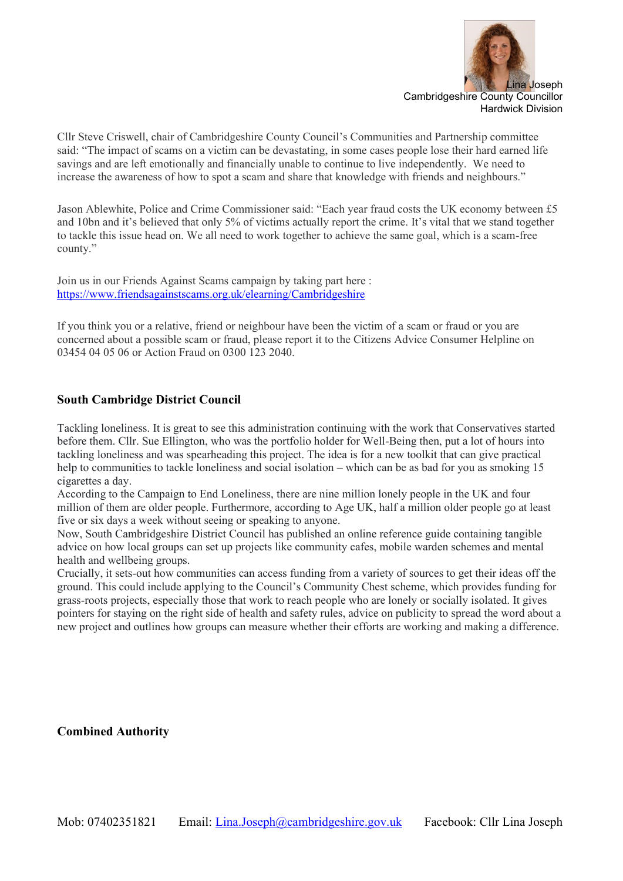Lina Joseph
Cambridgeshire County Councillor
Hardwick Division

Cllr Steve Criswell, chair of Cambridgeshire County Council's Communities and Partnership committee said: "The impact of scams on a victim can be devastating, in some cases people lose their hard earned life savings and are left emotionally and financially unable to continue to live independently. We need to increase the awareness of how to spot a scam and share that knowledge with friends and neighbours."

Jason Ablewhite, Police and Crime Commissioner said: "Each year fraud costs the UK economy between £5 and 10bn and it's believed that only 5% of victims actually report the crime. It's vital that we stand together to tackle this issue head on. We all need to work together to achieve the same goal, which is a scam-free county."

Join us in our Friends Against Scams campaign by taking part here : https://www.friendsagainstscams.org.uk/elearning/Cambridgeshire

If you think you or a relative, friend or neighbour have been the victim of a scam or fraud or you are concerned about a possible scam or fraud, please report it to the Citizens Advice Consumer Helpline on 03454 04 05 06 or Action Fraud on 0300 123 2040.

## South Cambridge District Council

Tackling loneliness. It is great to see this administration continuing with the work that Conservatives started before them. Cllr. Sue Ellington, who was the portfolio holder for Well-Being then, put a lot of hours into tackling loneliness and was spearheading this project. The idea is for a new toolkit that can give practical help to communities to tackle loneliness and social isolation – which can be as bad for you as smoking 15 cigarettes a day.
According to the Campaign to End Loneliness, there are nine million lonely people in the UK and four million of them are older people. Furthermore, according to Age UK, half a million older people go at least five or six days a week without seeing or speaking to anyone.
Now, South Cambridgeshire District Council has published an online reference guide containing tangible advice on how local groups can set up projects like community cafes, mobile warden schemes and mental health and wellbeing groups.
Crucially, it sets-out how communities can access funding from a variety of sources to get their ideas off the ground. This could include applying to the Council's Community Chest scheme, which provides funding for grass-roots projects, especially those that work to reach people who are lonely or socially isolated. It gives pointers for staying on the right side of health and safety rules, advice on publicity to spread the word about a new project and outlines how groups can measure whether their efforts are working and making a difference.

## Combined Authority

Mob: 07402351821 Email: Lina.Joseph@cambridgeshire.gov.uk Facebook: Cllr Lina Joseph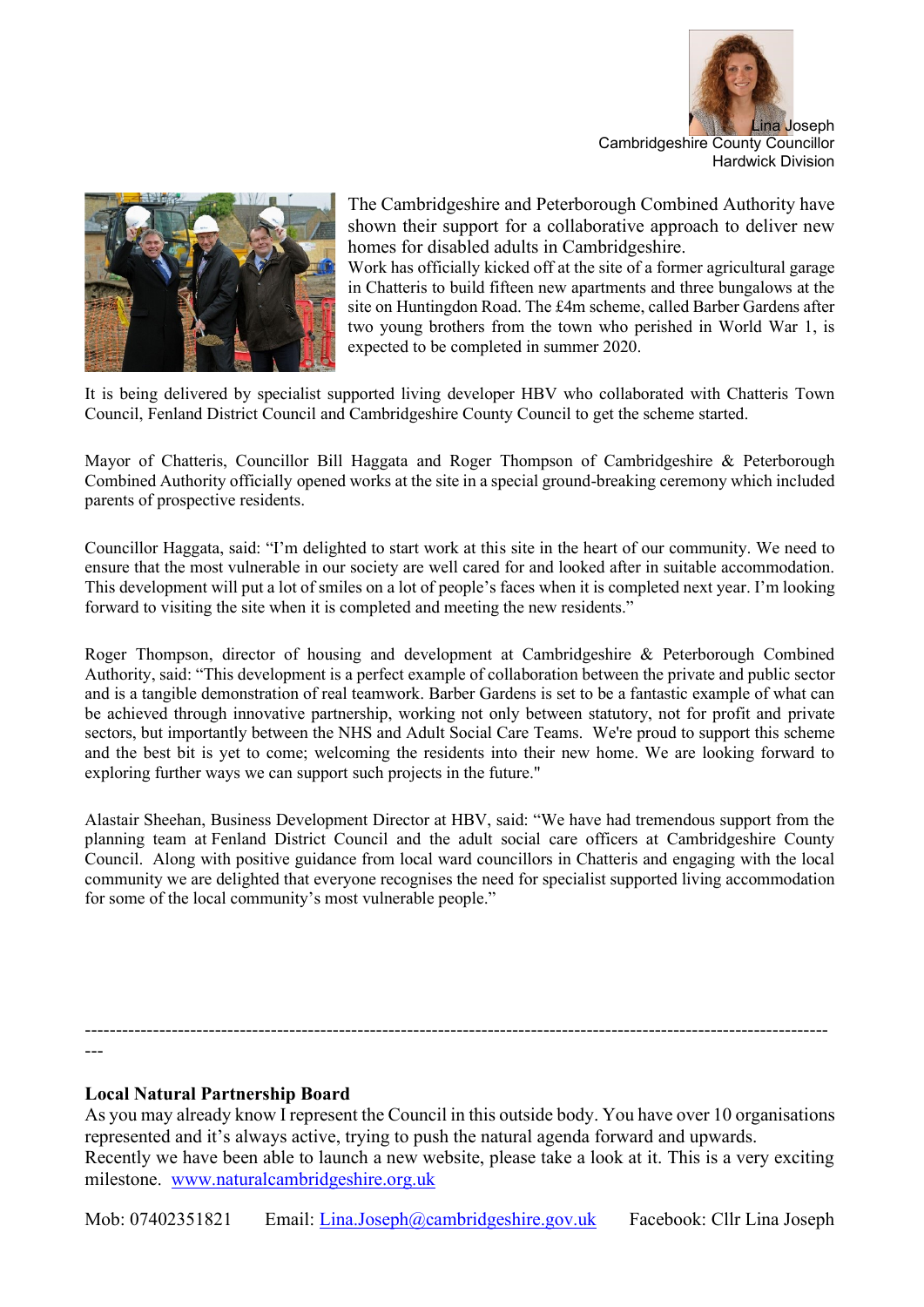Lina Joseph
Cambridgeshire County Councillor
Hardwick Division

The Cambridgeshire and Peterborough Combined Authority have shown their support for a collaborative approach to deliver new homes for disabled adults in Cambridgeshire.

Work has officially kicked off at the site of a former agricultural garage in Chatteris to build fifteen new apartments and three bungalows at the site on Huntingdon Road. The £4m scheme, called Barber Gardens after two young brothers from the town who perished in World War 1, is expected to be completed in summer 2020.

It is being delivered by specialist supported living developer HBV who collaborated with Chatteris Town Council, Fenland District Council and Cambridgeshire County Council to get the scheme started.

Mayor of Chatteris, Councillor Bill Haggata and Roger Thompson of Cambridgeshire & Peterborough Combined Authority officially opened works at the site in a special ground-breaking ceremony which included parents of prospective residents.

Councillor Haggata, said: "I'm delighted to start work at this site in the heart of our community. We need to ensure that the most vulnerable in our society are well cared for and looked after in suitable accommodation. This development will put a lot of smiles on a lot of people's faces when it is completed next year. I'm looking forward to visiting the site when it is completed and meeting the new residents."

Roger Thompson, director of housing and development at Cambridgeshire & Peterborough Combined Authority, said: "This development is a perfect example of collaboration between the private and public sector and is a tangible demonstration of real teamwork. Barber Gardens is set to be a fantastic example of what can be achieved through innovative partnership, working not only between statutory, not for profit and private sectors, but importantly between the NHS and Adult Social Care Teams. We're proud to support this scheme and the best bit is yet to come; welcoming the residents into their new home. We are looking forward to exploring further ways we can support such projects in the future."

Alastair Sheehan, Business Development Director at HBV, said: "We have had tremendous support from the planning team at Fenland District Council and the adult social care officers at Cambridgeshire County Council. Along with positive guidance from local ward councillors in Chatteris and engaging with the local community we are delighted that everyone recognises the need for specialist supported living accommodation for some of the local community's most vulnerable people."

---

**Local Natural Partnership Board**

As you may already know I represent the Council in this outside body. You have over 10 organisations represented and it's always active, trying to push the natural agenda forward and upwards.
Recently we have been able to launch a new website, please take a look at it. This is a very exciting milestone. [www.naturalcambridgeshire.org.uk](http://www.naturalcambridgeshire.org.uk)

Mob: 07402351821 Email: [Lina.Joseph@cambridgeshire.gov.uk](mailto:Lina.Joseph@cambridgeshire.gov.uk) Facebook: Cllr Lina Joseph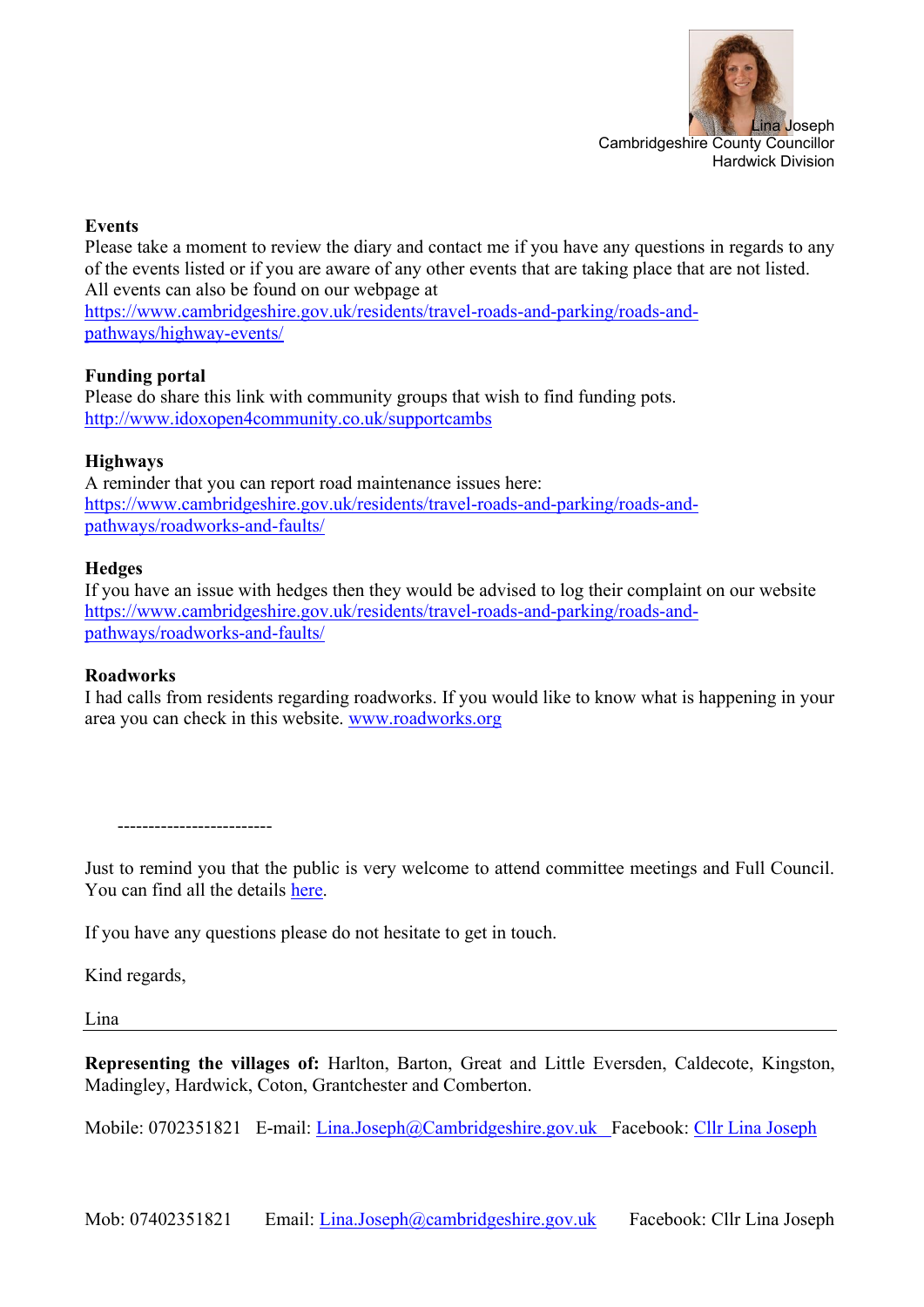Lina Joseph
Cambridgeshire County Councillor
Hardwick Division

**Events**
Please take a moment to review the diary and contact me if you have any questions in regards to any of the events listed or if you are aware of any other events that are taking place that are not listed. All events can also be found on our webpage at https://www.cambridgeshire.gov.uk/residents/travel-roads-and-parking/roads-and-pathways/highway-events/

**Funding portal**
Please do share this link with community groups that wish to find funding pots.
http://www.idoxopen4community.co.uk/supportcambs

**Highways**
A reminder that you can report road maintenance issues here:
https://www.cambridgeshire.gov.uk/residents/travel-roads-and-parking/roads-and-pathways/roadworks-and-faults/

**Hedges**
If you have an issue with hedges then they would be advised to log their complaint on our website https://www.cambridgeshire.gov.uk/residents/travel-roads-and-parking/roads-and-pathways/roadworks-and-faults/

**Roadworks**
I had calls from residents regarding roadworks. If you would like to know what is happening in your area you can check in this website. www.roadworks.org

-------------------------

Just to remind you that the public is very welcome to attend committee meetings and Full Council. You can find all the details here.

If you have any questions please do not hesitate to get in touch.

Kind regards,

Lina

---

**Representing the villages of:** Harlton, Barton, Great and Little Eversden, Caldecote, Kingston, Madingley, Hardwick, Coton, Grantchester and Comberton.

Mobile: 0702351821 E-mail: Lina.Joseph@Cambridgeshire.gov.uk Facebook: Cllr Lina Joseph

Mob: 07402351821 Email: Lina.Joseph@cambridgeshire.gov.uk Facebook: Cllr Lina Joseph